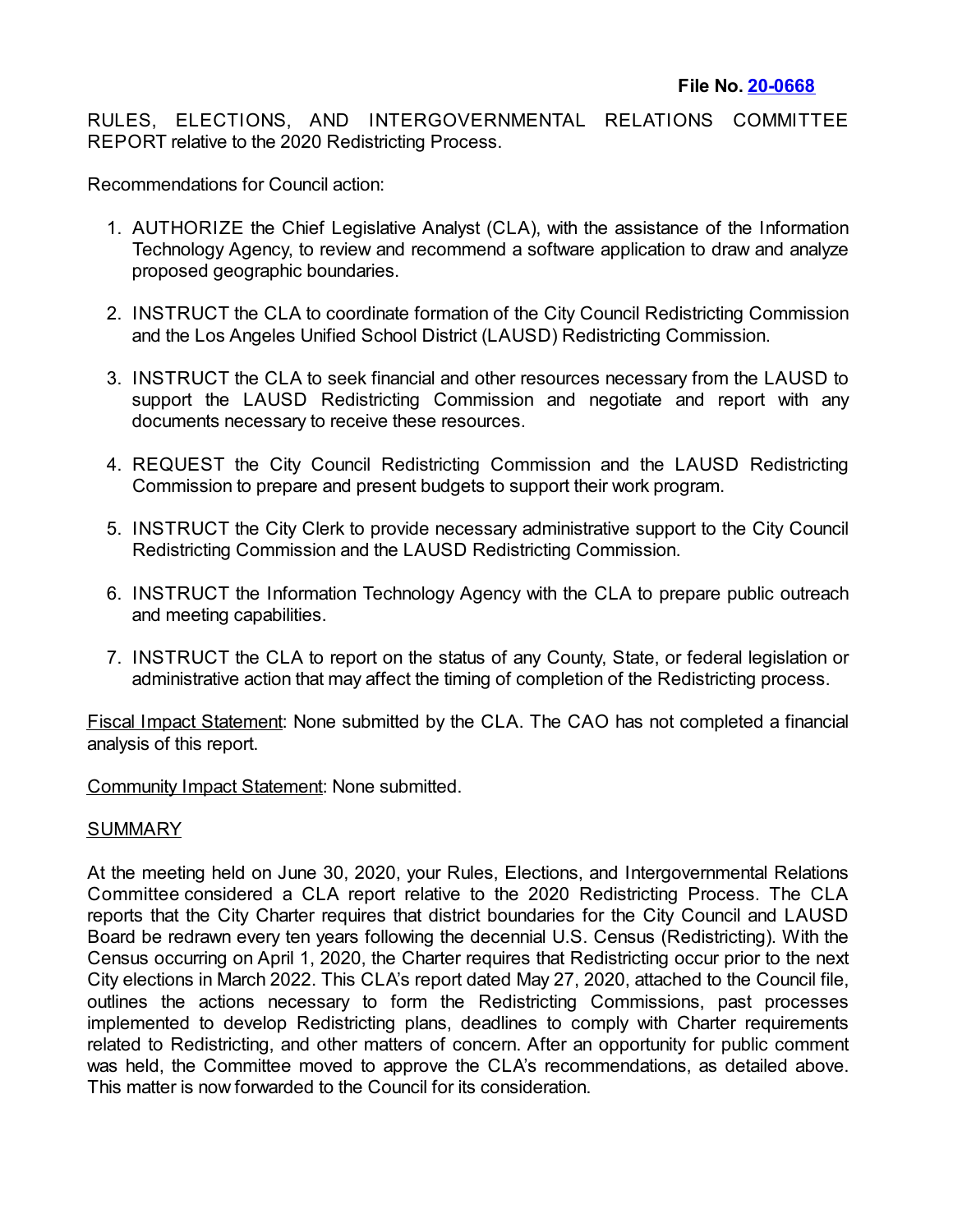**File No. [20-0668]**

RULES, ELECTIONS, AND INTERGOVERNMENTAL RELATIONS COMMITTEE REPORT relative to the 2020 Redistricting Process.

Recommendations for Council action:

1. AUTHORIZE the Chief Legislative Analyst (CLA), with the assistance of the Information Technology Agency, to review and recommend a software application to draw and analyze proposed geographic boundaries.

2. INSTRUCT the CLA to coordinate formation of the City Council Redistricting Commission and the Los Angeles Unified School District (LAUSD) Redistricting Commission.

3. INSTRUCT the CLA to seek financial and other resources necessary from the LAUSD to support the LAUSD Redistricting Commission and negotiate and report with any documents necessary to receive these resources.

4. REQUEST the City Council Redistricting Commission and the LAUSD Redistricting Commission to prepare and present budgets to support their work program.

5. INSTRUCT the City Clerk to provide necessary administrative support to the City Council Redistricting Commission and the LAUSD Redistricting Commission.

6. INSTRUCT the Information Technology Agency with the CLA to prepare public outreach and meeting capabilities.

7. INSTRUCT the CLA to report on the status of any County, State, or federal legislation or administrative action that may affect the timing of completion of the Redistricting process.

Fiscal Impact Statement: None submitted by the CLA. The CAO has not completed a financial analysis of this report.

Community Impact Statement: None submitted.

SUMMARY

At the meeting held on June 30, 2020, your Rules, Elections, and Intergovernmental Relations Committee considered a CLA report relative to the 2020 Redistricting Process. The CLA reports that the City Charter requires that district boundaries for the City Council and LAUSD Board be redrawn every ten years following the decennial U.S. Census (Redistricting). With the Census occurring on April 1, 2020, the Charter requires that Redistricting occur prior to the next City elections in March 2022. This CLA's report dated May 27, 2020, attached to the Council file, outlines the actions necessary to form the Redistricting Commissions, past processes implemented to develop Redistricting plans, deadlines to comply with Charter requirements related to Redistricting, and other matters of concern. After an opportunity for public comment was held, the Committee moved to approve the CLA's recommendations, as detailed above. This matter is now forwarded to the Council for its consideration.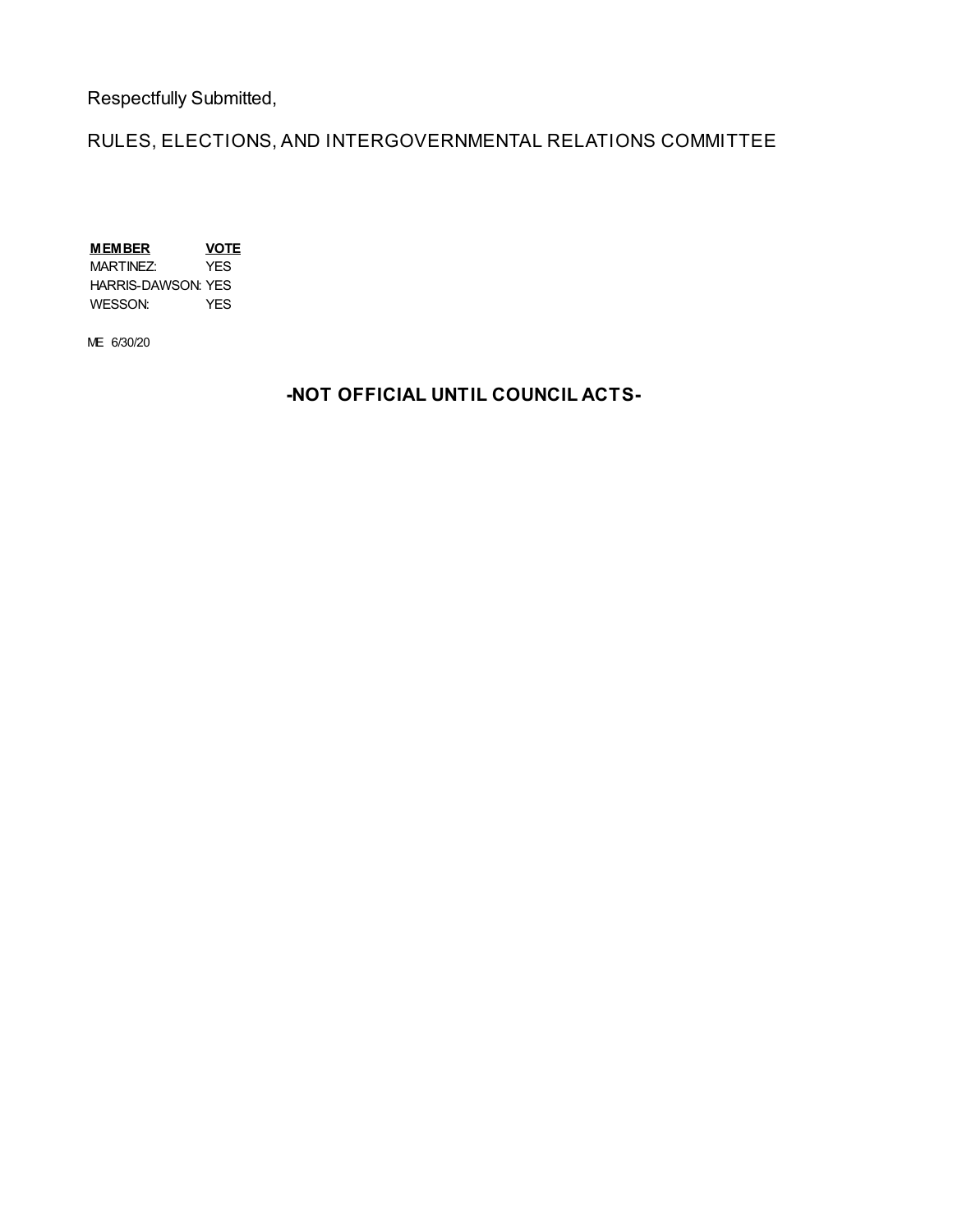Respectfully Submitted,

RULES, ELECTIONS, AND INTERGOVERNMENTAL RELATIONS COMMITTEE

| MEMBER | VOTE |
|---|---|
| MARTINEZ: | YES |
| HARRIS-DAWSON: | YES |
| WESSON: | YES |

ME 6/30/20

**-NOT OFFICIAL UNTIL COUNCIL ACTS-**